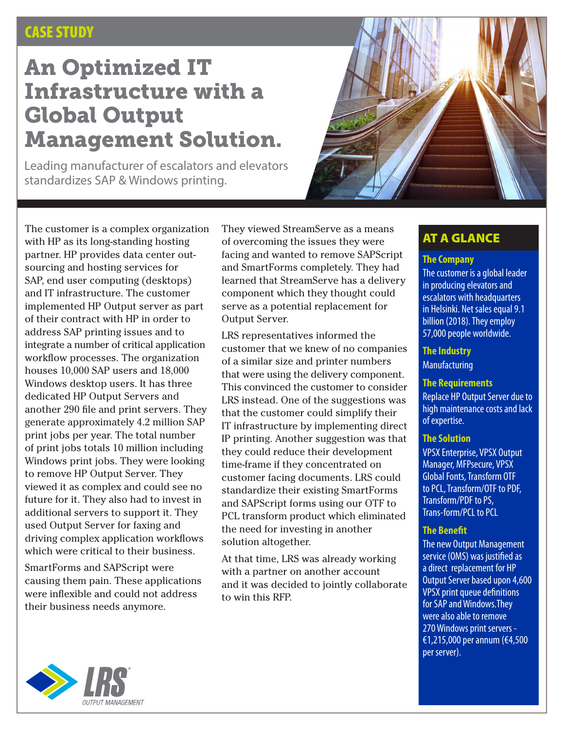CASE STUDY

# An Optimized IT Infrastructure with a Global Output Management Solution.

Leading manufacturer of escalators and elevators standardizes SAP & Windows printing.

The customer is a complex organization with HP as its long-standing hosting partner. HP provides data center outsourcing and hosting services for SAP, end user computing (desktops) and IT infrastructure. The customer implemented HP Output server as part of their contract with HP in order to address SAP printing issues and to integrate a number of critical application workflow processes. The organization houses 10,000 SAP users and 18,000 Windows desktop users. It has three dedicated HP Output Servers and another 290 file and print servers. They generate approximately 4.2 million SAP print jobs per year. The total number of print jobs totals 10 million including Windows print jobs. They were looking to remove HP Output Server. They viewed it as complex and could see no future for it. They also had to invest in additional servers to support it. They used Output Server for faxing and driving complex application workflows which were critical to their business.

SmartForms and SAPScript were causing them pain. These applications were inflexible and could not address their business needs anymore.

They viewed StreamServe as a means of overcoming the issues they were facing and wanted to remove SAPScript and SmartForms completely. They had learned that StreamServe has a delivery component which they thought could serve as a potential replacement for Output Server.

LRS representatives informed the customer that we knew of no companies of a similar size and printer numbers that were using the delivery component. This convinced the customer to consider LRS instead. One of the suggestions was that the customer could simplify their IT infrastructure by implementing direct IP printing. Another suggestion was that they could reduce their development time-frame if they concentrated on customer facing documents. LRS could standardize their existing SmartForms and SAPScript forms using our OTF to PCL transform product which eliminated the need for investing in another solution altogether.

At that time, LRS was already working with a partner on another account and it was decided to jointly collaborate to win this RFP.

## AT A GLANCE

### The Company

The customer is a global leader in producing elevators and escalators with headquarters in Helsinki. Net sales equal 9.1 billion (2018). They employ 57,000 people worldwide.

### The Industry

Manufacturing

### The Requirements

Replace HP Output Server due to high maintenance costs and lack of expertise.

### The Solution

VPSX Enterprise, VPSX Output Manager, MFPsecure, VPSX Global Fonts, Transform OTF to PCL, Transform/OTF to PDF, Transform/PDF to PS, Trans-form/PCL to PCL

### The Benefit

The new Output Management service (OMS) was justified as a direct replacement for HP Output Server based upon 4,600 VPSX print queue definitions for SAP and Windows.They were also able to remove 270 Windows print servers - €1,215,000 per annum (€4,500 per server).

LRS OUTPUT MANAGEMENT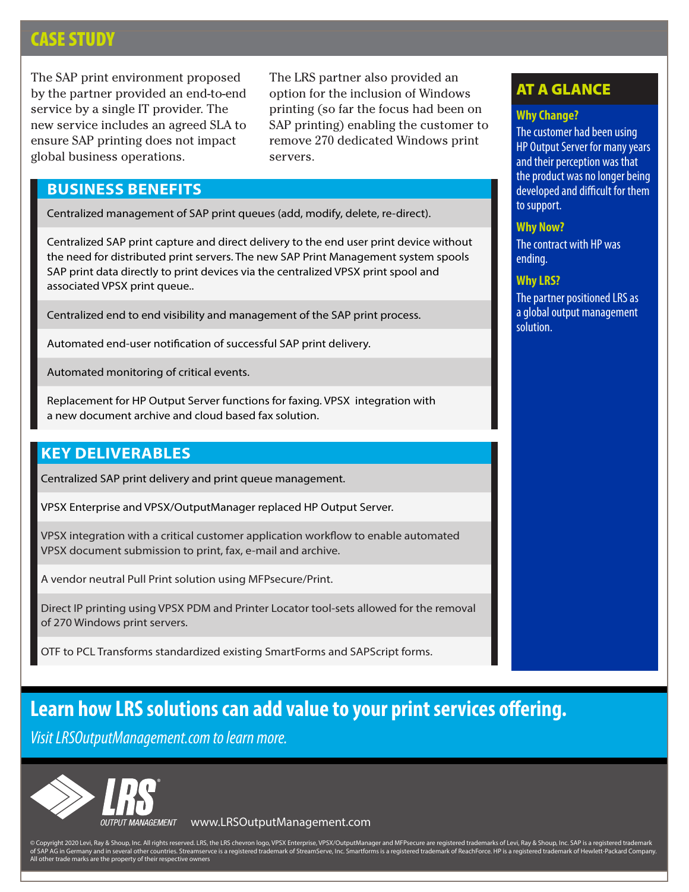## CASE STUDY

The SAP print environment proposed by the partner provided an end-to-end service by a single IT provider. The new service includes an agreed SLA to ensure SAP printing does not impact global business operations.

The LRS partner also provided an option for the inclusion of Windows printing (so far the focus had been on SAP printing) enabling the customer to remove 270 dedicated Windows print servers.

### BUSINESS BENEFITS

- Centralized management of SAP print queues (add, modify, delete, re-direct).
- Centralized SAP print capture and direct delivery to the end user print device without the need for distributed print servers. The new SAP Print Management system spools SAP print data directly to print devices via the centralized VPSX print spool and associated VPSX print queue..
- Centralized end to end visibility and management of the SAP print process.
- Automated end-user notification of successful SAP print delivery.
- Automated monitoring of critical events.
- Replacement for HP Output Server functions for faxing. VPSX integration with a new document archive and cloud based fax solution.

### KEY DELIVERABLES

- Centralized SAP print delivery and print queue management.
- VPSX Enterprise and VPSX/OutputManager replaced HP Output Server.
- VPSX integration with a critical customer application workflow to enable automated VPSX document submission to print, fax, e-mail and archive.
- A vendor neutral Pull Print solution using MFPsecure/Print.
- Direct IP printing using VPSX PDM and Printer Locator tool-sets allowed for the removal of 270 Windows print servers.
- OTF to PCL Transforms standardized existing SmartForms and SAPScript forms.

### AT A GLANCE

**Why Change?**

The customer had been using HP Output Server for many years and their perception was that the product was no longer being developed and difficult for them to support.

**Why Now?**

The contract with HP was ending.

**Why LRS?**

The partner positioned LRS as a global output management solution.

## Learn how LRS solutions can add value to your print services offering.

*Visit LRSOutputManagement.com to learn more.*

LRS® OUTPUT MANAGEMENT www.LRSOutputManagement.com

© Copyright 2020 Levi, Ray & Shoup, Inc. All rights reserved. LRS, the LRS chevron logo, VPSX Enterprise, VPSX/OutputManager and MFPsecure are registered trademarks of Levi, Ray & Shoup, Inc. SAP is a registered trademark of SAP AG in Germany and in several other countries. Streamservce is a registered trademark of StreamServe, Inc. Smartforms is a registered trademark of ReachForce. HP is a registered trademark of Hewlett-Packard Company. All other trade marks are the property of their respective owners